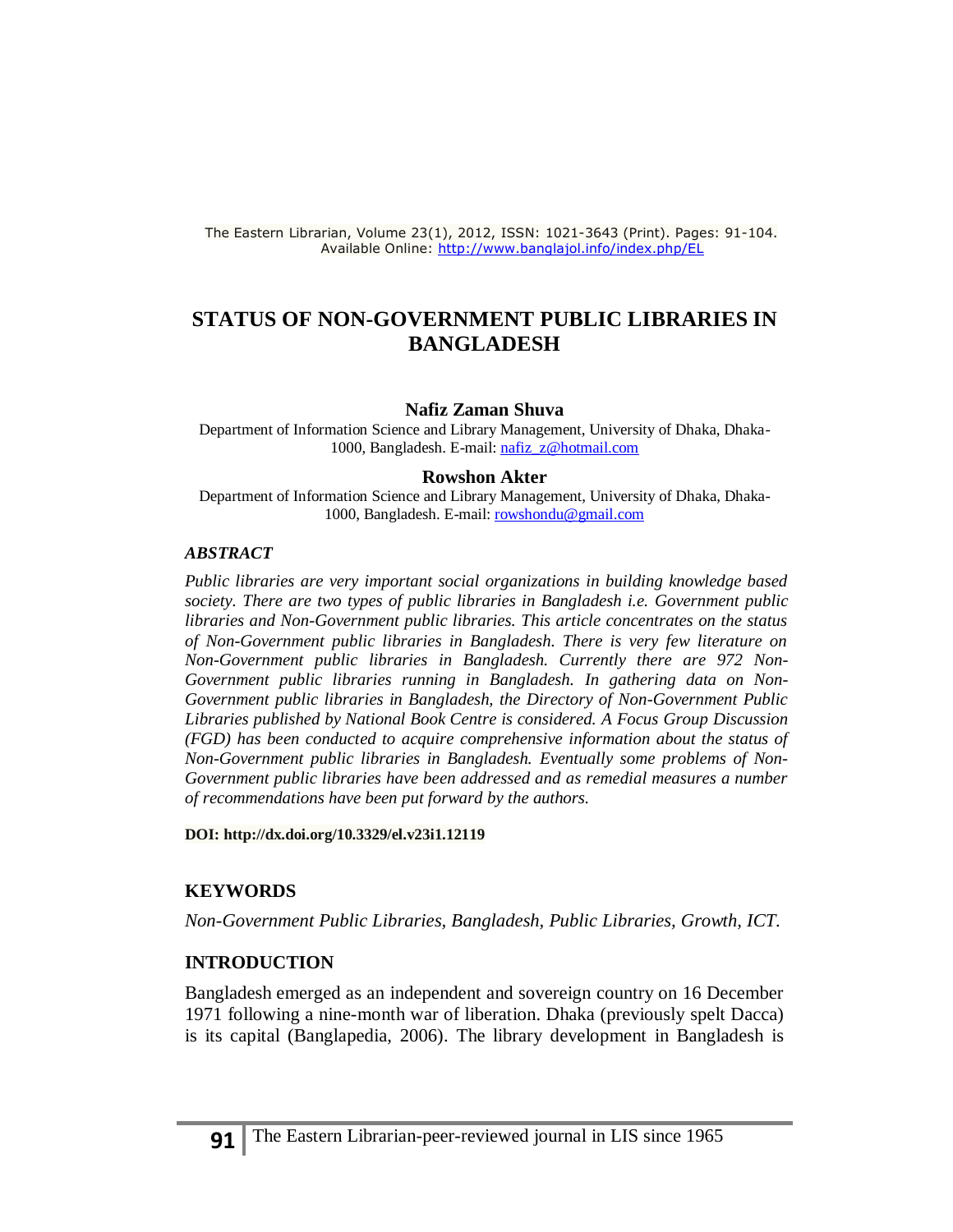# STATUS OF NON-GOVERNMENT PUBLIC LIBRARIES IN BANGLADESH

**Nafiz Zaman Shuva**

Department of Information Science and Library Management, University of Dhaka, Dhaka-1000, Bangladesh. E-mail: nafiz_z@hotmail.com

**Rowshon Akter**

Department of Information Science and Library Management, University of Dhaka, Dhaka-1000, Bangladesh. E-mail: rowshondu@gmail.com

### *ABSTRACT*

*Public libraries are very important social organizations in building knowledge based society. There are two types of public libraries in Bangladesh i.e. Government public libraries and Non-Government public libraries. This article concentrates on the status of Non-Government public libraries in Bangladesh. There is very few literature on Non-Government public libraries in Bangladesh. Currently there are 972 Non-Government public libraries running in Bangladesh. In gathering data on Non-Government public libraries in Bangladesh, the Directory of Non-Government Public Libraries published by National Book Centre is considered. A Focus Group Discussion (FGD) has been conducted to acquire comprehensive information about the status of Non-Government public libraries in Bangladesh. Eventually some problems of Non-Government public libraries have been addressed and as remedial measures a number of recommendations have been put forward by the authors.*

**DOI: http://dx.doi.org/10.3329/el.v23i1.12119**

## KEYWORDS

*Non-Government Public Libraries, Bangladesh, Public Libraries, Growth, ICT.*

## INTRODUCTION

Bangladesh emerged as an independent and sovereign country on 16 December 1971 following a nine-month war of liberation. Dhaka (previously spelt Dacca) is its capital (Banglapedia, 2006). The library development in Bangladesh is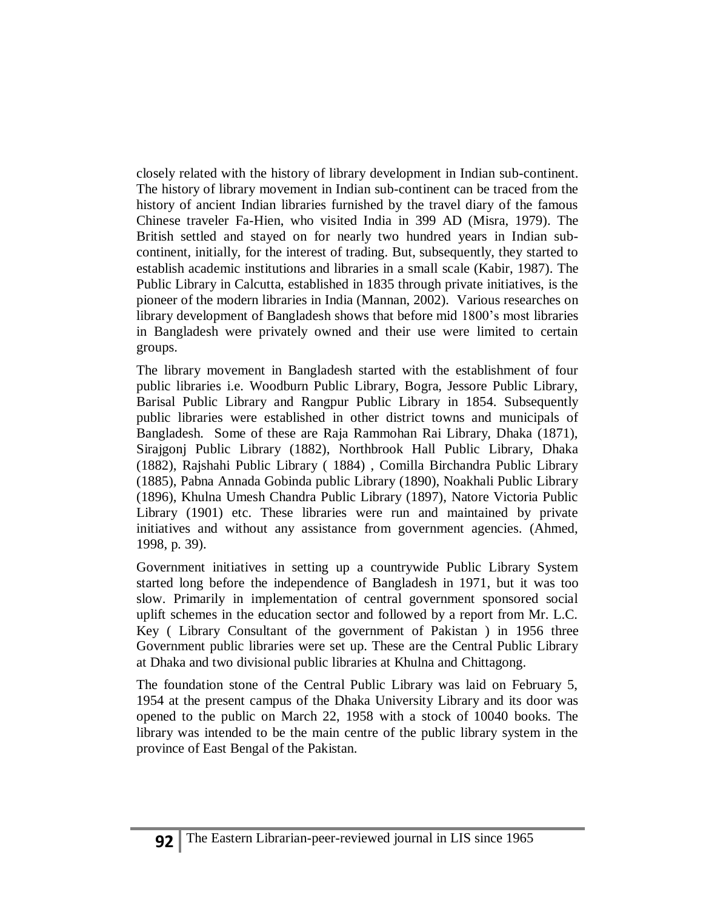closely related with the history of library development in Indian sub-continent. The history of library movement in Indian sub-continent can be traced from the history of ancient Indian libraries furnished by the travel diary of the famous Chinese traveler Fa-Hien, who visited India in 399 AD (Misra, 1979). The British settled and stayed on for nearly two hundred years in Indian sub-continent, initially, for the interest of trading. But, subsequently, they started to establish academic institutions and libraries in a small scale (Kabir, 1987). The Public Library in Calcutta, established in 1835 through private initiatives, is the pioneer of the modern libraries in India (Mannan, 2002). Various researches on library development of Bangladesh shows that before mid 1800's most libraries in Bangladesh were privately owned and their use were limited to certain groups.

The library movement in Bangladesh started with the establishment of four public libraries i.e. Woodburn Public Library, Bogra, Jessore Public Library, Barisal Public Library and Rangpur Public Library in 1854. Subsequently public libraries were established in other district towns and municipals of Bangladesh. Some of these are Raja Rammohan Rai Library, Dhaka (1871), Sirajgonj Public Library (1882), Northbrook Hall Public Library, Dhaka (1882), Rajshahi Public Library ( 1884) , Comilla Birchandra Public Library (1885), Pabna Annada Gobinda public Library (1890), Noakhali Public Library (1896), Khulna Umesh Chandra Public Library (1897), Natore Victoria Public Library (1901) etc. These libraries were run and maintained by private initiatives and without any assistance from government agencies. (Ahmed, 1998, p. 39).

Government initiatives in setting up a countrywide Public Library System started long before the independence of Bangladesh in 1971, but it was too slow. Primarily in implementation of central government sponsored social uplift schemes in the education sector and followed by a report from Mr. L.C. Key ( Library Consultant of the government of Pakistan ) in 1956 three Government public libraries were set up. These are the Central Public Library at Dhaka and two divisional public libraries at Khulna and Chittagong.

The foundation stone of the Central Public Library was laid on February 5, 1954 at the present campus of the Dhaka University Library and its door was opened to the public on March 22, 1958 with a stock of 10040 books. The library was intended to be the main centre of the public library system in the province of East Bengal of the Pakistan.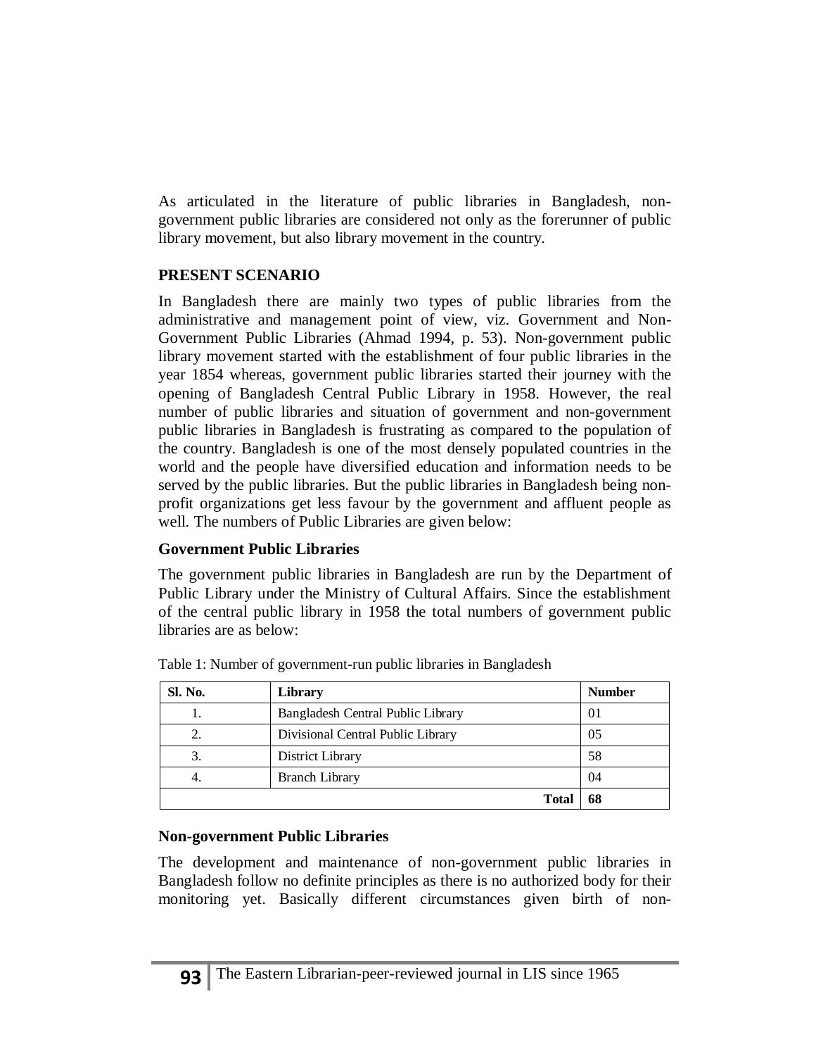As articulated in the literature of public libraries in Bangladesh, non-government public libraries are considered not only as the forerunner of public library movement, but also library movement in the country.

## PRESENT SCENARIO

In Bangladesh there are mainly two types of public libraries from the administrative and management point of view, viz. Government and Non-Government Public Libraries (Ahmad 1994, p. 53). Non-government public library movement started with the establishment of four public libraries in the year 1854 whereas, government public libraries started their journey with the opening of Bangladesh Central Public Library in 1958. However, the real number of public libraries and situation of government and non-government public libraries in Bangladesh is frustrating as compared to the population of the country. Bangladesh is one of the most densely populated countries in the world and the people have diversified education and information needs to be served by the public libraries. But the public libraries in Bangladesh being non-profit organizations get less favour by the government and affluent people as well. The numbers of Public Libraries are given below:

### Government Public Libraries

The government public libraries in Bangladesh are run by the Department of Public Library under the Ministry of Cultural Affairs. Since the establishment of the central public library in 1958 the total numbers of government public libraries are as below:

Table 1: Number of government-run public libraries in Bangladesh

| Sl. No. | Library | Number |
|---|---|---|
| 1. | Bangladesh Central Public Library | 01 |
| 2. | Divisional Central Public Library | 05 |
| 3. | District Library | 58 |
| 4. | Branch Library | 04 |
| | **Total** | **68** |

### Non-government Public Libraries

The development and maintenance of non-government public libraries in Bangladesh follow no definite principles as there is no authorized body for their monitoring yet. Basically different circumstances given birth of non-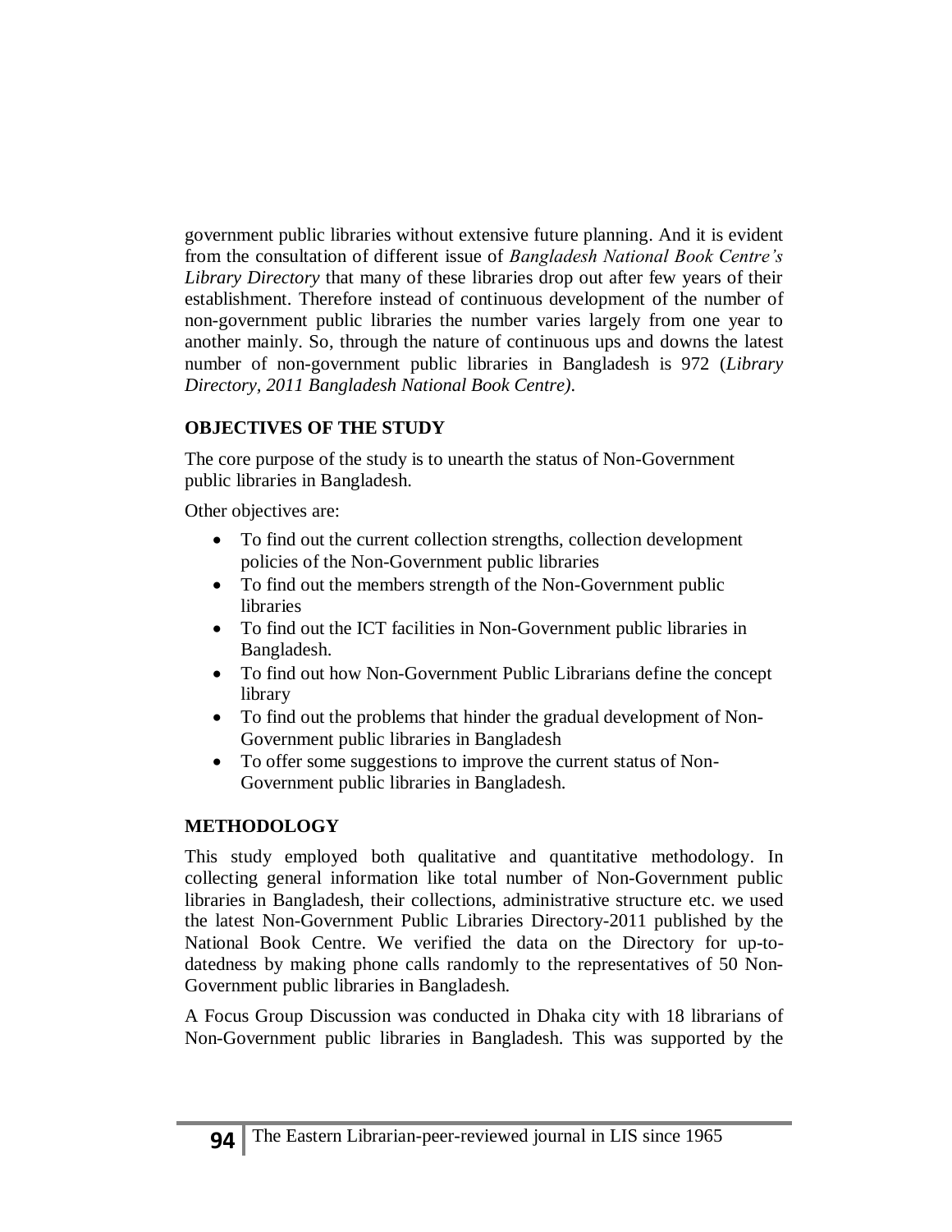government public libraries without extensive future planning. And it is evident from the consultation of different issue of *Bangladesh National Book Centre's Library Directory* that many of these libraries drop out after few years of their establishment. Therefore instead of continuous development of the number of non-government public libraries the number varies largely from one year to another mainly. So, through the nature of continuous ups and downs the latest number of non-government public libraries in Bangladesh is 972 (*Library Directory, 2011 Bangladesh National Book Centre)*.

## OBJECTIVES OF THE STUDY

The core purpose of the study is to unearth the status of Non-Government public libraries in Bangladesh.

Other objectives are:

- To find out the current collection strengths, collection development policies of the Non-Government public libraries
- To find out the members strength of the Non-Government public libraries
- To find out the ICT facilities in Non-Government public libraries in Bangladesh.
- To find out how Non-Government Public Librarians define the concept library
- To find out the problems that hinder the gradual development of Non-Government public libraries in Bangladesh
- To offer some suggestions to improve the current status of Non-Government public libraries in Bangladesh.

## METHODOLOGY

This study employed both qualitative and quantitative methodology. In collecting general information like total number of Non-Government public libraries in Bangladesh, their collections, administrative structure etc. we used the latest Non-Government Public Libraries Directory-2011 published by the National Book Centre. We verified the data on the Directory for up-to-datedness by making phone calls randomly to the representatives of 50 Non-Government public libraries in Bangladesh.

A Focus Group Discussion was conducted in Dhaka city with 18 librarians of Non-Government public libraries in Bangladesh. This was supported by the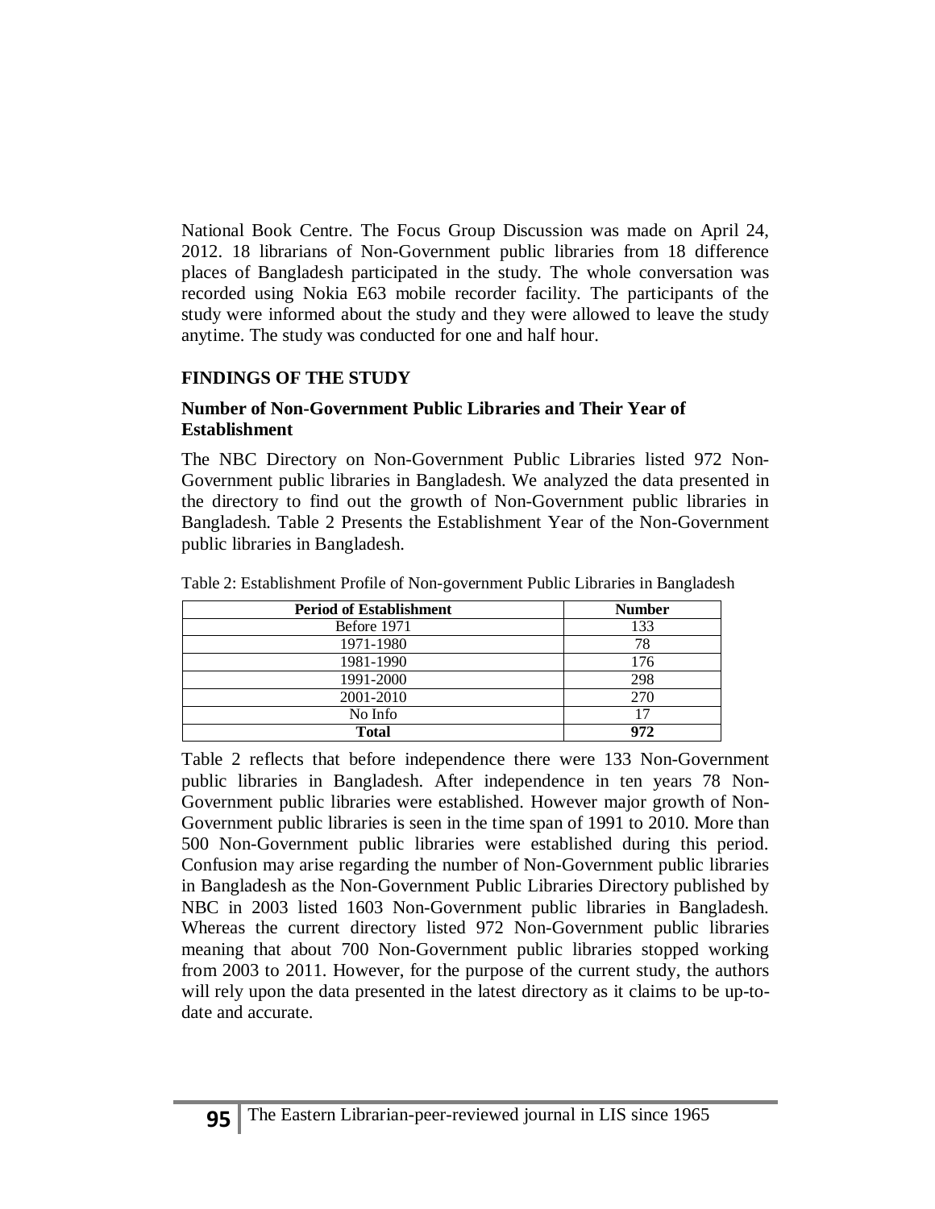National Book Centre. The Focus Group Discussion was made on April 24, 2012. 18 librarians of Non-Government public libraries from 18 difference places of Bangladesh participated in the study. The whole conversation was recorded using Nokia E63 mobile recorder facility. The participants of the study were informed about the study and they were allowed to leave the study anytime. The study was conducted for one and half hour.

## FINDINGS OF THE STUDY

### Number of Non-Government Public Libraries and Their Year of Establishment

The NBC Directory on Non-Government Public Libraries listed 972 Non-Government public libraries in Bangladesh. We analyzed the data presented in the directory to find out the growth of Non-Government public libraries in Bangladesh. Table 2 Presents the Establishment Year of the Non-Government public libraries in Bangladesh.

Table 2: Establishment Profile of Non-government Public Libraries in Bangladesh

| Period of Establishment | Number |
|---|---|
| Before 1971 | 133 |
| 1971-1980 | 78 |
| 1981-1990 | 176 |
| 1991-2000 | 298 |
| 2001-2010 | 270 |
| No Info | 17 |
| **Total** | **972** |

Table 2 reflects that before independence there were 133 Non-Government public libraries in Bangladesh. After independence in ten years 78 Non-Government public libraries were established. However major growth of Non-Government public libraries is seen in the time span of 1991 to 2010. More than 500 Non-Government public libraries were established during this period. Confusion may arise regarding the number of Non-Government public libraries in Bangladesh as the Non-Government Public Libraries Directory published by NBC in 2003 listed 1603 Non-Government public libraries in Bangladesh. Whereas the current directory listed 972 Non-Government public libraries meaning that about 700 Non-Government public libraries stopped working from 2003 to 2011. However, for the purpose of the current study, the authors will rely upon the data presented in the latest directory as it claims to be up-to-date and accurate.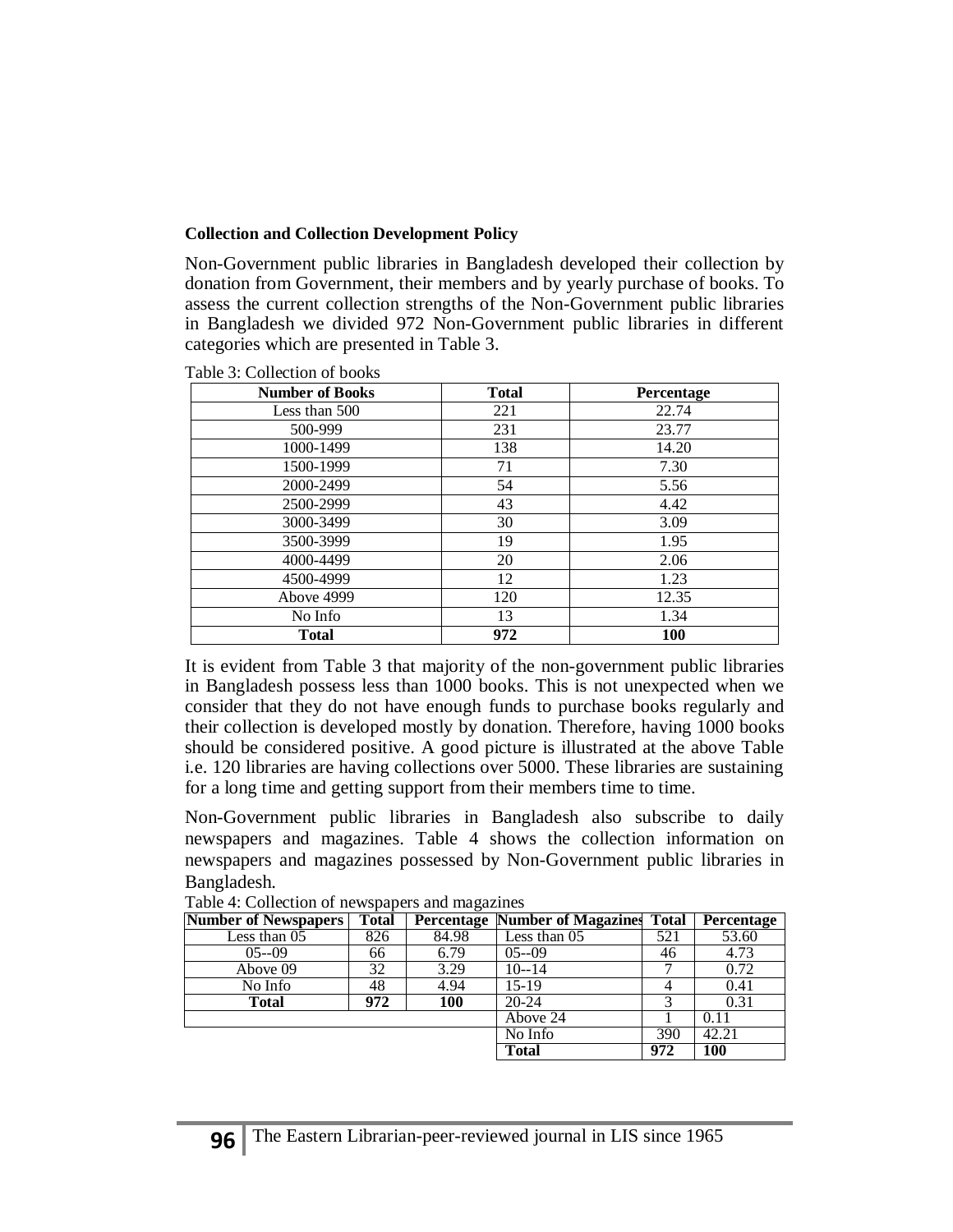**Collection and Collection Development Policy**

Non-Government public libraries in Bangladesh developed their collection by donation from Government, their members and by yearly purchase of books. To assess the current collection strengths of the Non-Government public libraries in Bangladesh we divided 972 Non-Government public libraries in different categories which are presented in Table 3.

Table 3: Collection of books

| Number of Books | Total | Percentage |
|---|---|---|
| Less than 500 | 221 | 22.74 |
| 500-999 | 231 | 23.77 |
| 1000-1499 | 138 | 14.20 |
| 1500-1999 | 71 | 7.30 |
| 2000-2499 | 54 | 5.56 |
| 2500-2999 | 43 | 4.42 |
| 3000-3499 | 30 | 3.09 |
| 3500-3999 | 19 | 1.95 |
| 4000-4499 | 20 | 2.06 |
| 4500-4999 | 12 | 1.23 |
| Above 4999 | 120 | 12.35 |
| No Info | 13 | 1.34 |
| **Total** | **972** | **100** |

It is evident from Table 3 that majority of the non-government public libraries in Bangladesh possess less than 1000 books. This is not unexpected when we consider that they do not have enough funds to purchase books regularly and their collection is developed mostly by donation. Therefore, having 1000 books should be considered positive. A good picture is illustrated at the above Table i.e. 120 libraries are having collections over 5000. These libraries are sustaining for a long time and getting support from their members time to time.

Non-Government public libraries in Bangladesh also subscribe to daily newspapers and magazines. Table 4 shows the collection information on newspapers and magazines possessed by Non-Government public libraries in Bangladesh.

Table 4: Collection of newspapers and magazines

| Number of Newspapers | Total | Percentage | Number of Magazines | Total | Percentage |
|---|---|---|---|---|---|
| Less than 05 | 826 | 84.98 | Less than 05 | 521 | 53.60 |
| 05--09 | 66 | 6.79 | 05--09 | 46 | 4.73 |
| Above 09 | 32 | 3.29 | 10--14 | 7 | 0.72 |
| No Info | 48 | 4.94 | 15-19 | 4 | 0.41 |
| **Total** | **972** | **100** | 20-24 | 3 | 0.31 |
| | | | Above 24 | 1 | 0.11 |
| | | | No Info | 390 | 42.21 |
| | | | **Total** | **972** | **100** |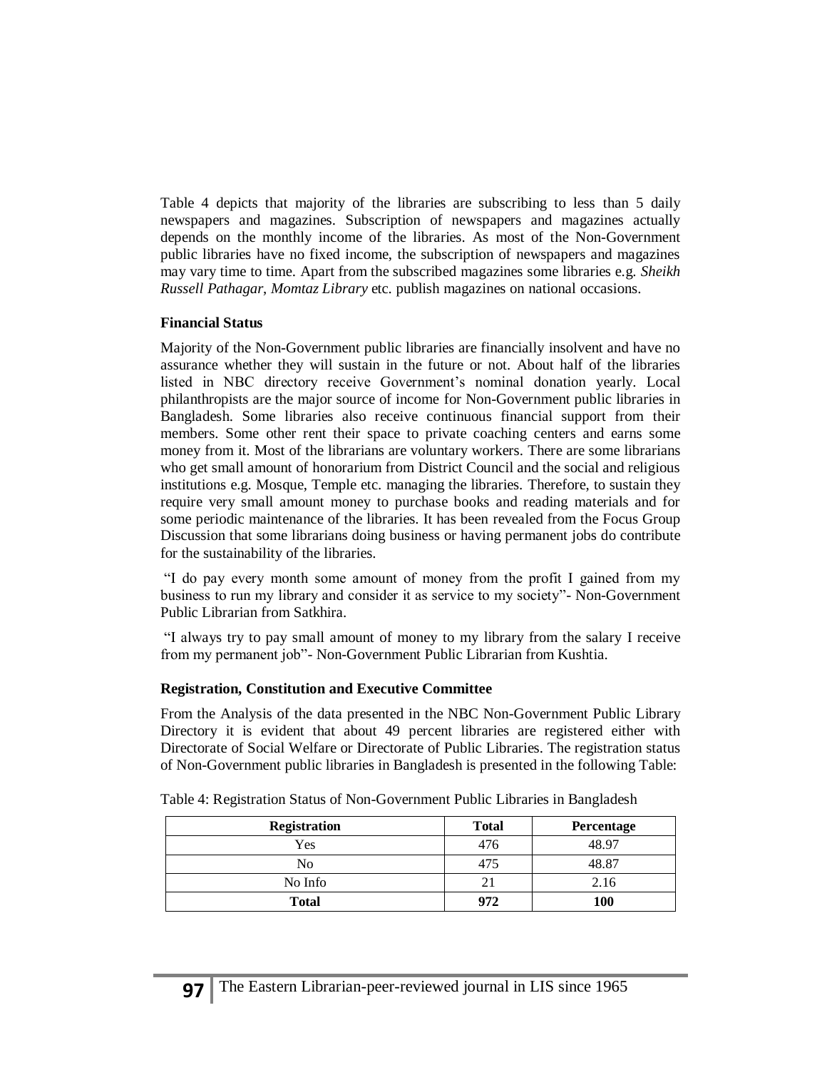Table 4 depicts that majority of the libraries are subscribing to less than 5 daily newspapers and magazines. Subscription of newspapers and magazines actually depends on the monthly income of the libraries. As most of the Non-Government public libraries have no fixed income, the subscription of newspapers and magazines may vary time to time. Apart from the subscribed magazines some libraries e.g. *Sheikh Russell Pathagar*, *Momtaz Library* etc. publish magazines on national occasions.

**Financial Status**

Majority of the Non-Government public libraries are financially insolvent and have no assurance whether they will sustain in the future or not. About half of the libraries listed in NBC directory receive Government's nominal donation yearly. Local philanthropists are the major source of income for Non-Government public libraries in Bangladesh. Some libraries also receive continuous financial support from their members. Some other rent their space to private coaching centers and earns some money from it. Most of the librarians are voluntary workers. There are some librarians who get small amount of honorarium from District Council and the social and religious institutions e.g. Mosque, Temple etc. managing the libraries. Therefore, to sustain they require very small amount money to purchase books and reading materials and for some periodic maintenance of the libraries. It has been revealed from the Focus Group Discussion that some librarians doing business or having permanent jobs do contribute for the sustainability of the libraries.

"I do pay every month some amount of money from the profit I gained from my business to run my library and consider it as service to my society"- Non-Government Public Librarian from Satkhira.

"I always try to pay small amount of money to my library from the salary I receive from my permanent job"- Non-Government Public Librarian from Kushtia.

**Registration, Constitution and Executive Committee**

From the Analysis of the data presented in the NBC Non-Government Public Library Directory it is evident that about 49 percent libraries are registered either with Directorate of Social Welfare or Directorate of Public Libraries. The registration status of Non-Government public libraries in Bangladesh is presented in the following Table:

Table 4: Registration Status of Non-Government Public Libraries in Bangladesh

| Registration | Total | Percentage |
|---|---|---|
| Yes | 476 | 48.97 |
| No | 475 | 48.87 |
| No Info | 21 | 2.16 |
| **Total** | **972** | **100** |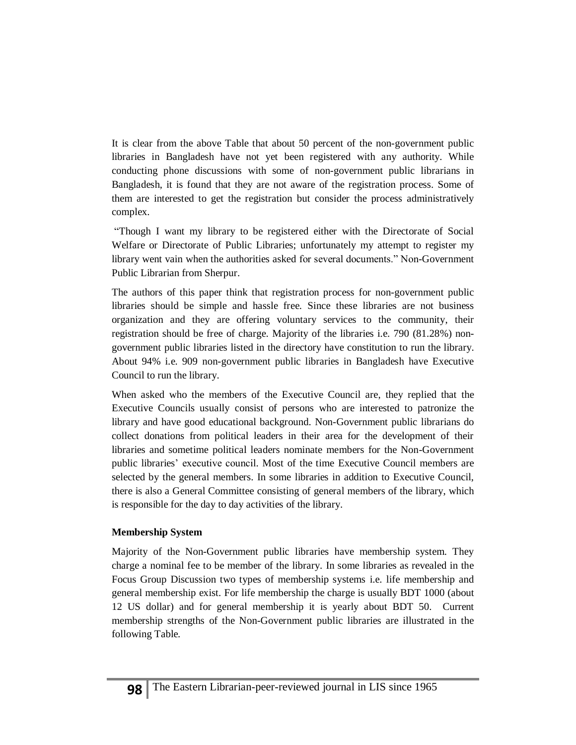It is clear from the above Table that about 50 percent of the non-government public libraries in Bangladesh have not yet been registered with any authority. While conducting phone discussions with some of non-government public librarians in Bangladesh, it is found that they are not aware of the registration process. Some of them are interested to get the registration but consider the process administratively complex.

"Though I want my library to be registered either with the Directorate of Social Welfare or Directorate of Public Libraries; unfortunately my attempt to register my library went vain when the authorities asked for several documents." Non-Government Public Librarian from Sherpur.

The authors of this paper think that registration process for non-government public libraries should be simple and hassle free. Since these libraries are not business organization and they are offering voluntary services to the community, their registration should be free of charge. Majority of the libraries i.e. 790 (81.28%) non-government public libraries listed in the directory have constitution to run the library. About 94% i.e. 909 non-government public libraries in Bangladesh have Executive Council to run the library.

When asked who the members of the Executive Council are, they replied that the Executive Councils usually consist of persons who are interested to patronize the library and have good educational background. Non-Government public librarians do collect donations from political leaders in their area for the development of their libraries and sometime political leaders nominate members for the Non-Government public libraries' executive council. Most of the time Executive Council members are selected by the general members. In some libraries in addition to Executive Council, there is also a General Committee consisting of general members of the library, which is responsible for the day to day activities of the library.

**Membership System**

Majority of the Non-Government public libraries have membership system. They charge a nominal fee to be member of the library. In some libraries as revealed in the Focus Group Discussion two types of membership systems i.e. life membership and general membership exist. For life membership the charge is usually BDT 1000 (about 12 US dollar) and for general membership it is yearly about BDT 50. Current membership strengths of the Non-Government public libraries are illustrated in the following Table.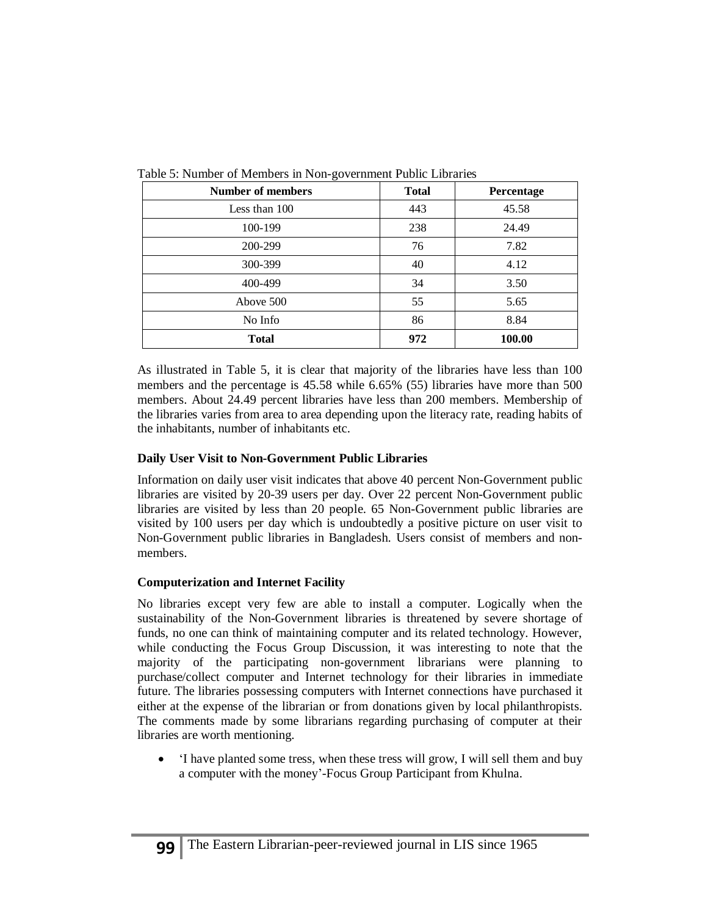Table 5: Number of Members in Non-government Public Libraries

| **Number of members** | **Total** | **Percentage** |
|---|---|---|
| Less than 100 | 443 | 45.58 |
| 100-199 | 238 | 24.49 |
| 200-299 | 76 | 7.82 |
| 300-399 | 40 | 4.12 |
| 400-499 | 34 | 3.50 |
| Above 500 | 55 | 5.65 |
| No Info | 86 | 8.84 |
| **Total** | **972** | **100.00** |

As illustrated in Table 5, it is clear that majority of the libraries have less than 100 members and the percentage is 45.58 while 6.65% (55) libraries have more than 500 members. About 24.49 percent libraries have less than 200 members. Membership of the libraries varies from area to area depending upon the literacy rate, reading habits of the inhabitants, number of inhabitants etc.

**Daily User Visit to Non-Government Public Libraries**

Information on daily user visit indicates that above 40 percent Non-Government public libraries are visited by 20-39 users per day. Over 22 percent Non-Government public libraries are visited by less than 20 people. 65 Non-Government public libraries are visited by 100 users per day which is undoubtedly a positive picture on user visit to Non-Government public libraries in Bangladesh. Users consist of members and non-members.

**Computerization and Internet Facility**

No libraries except very few are able to install a computer. Logically when the sustainability of the Non-Government libraries is threatened by severe shortage of funds, no one can think of maintaining computer and its related technology. However, while conducting the Focus Group Discussion, it was interesting to note that the majority of the participating non-government librarians were planning to purchase/collect computer and Internet technology for their libraries in immediate future. The libraries possessing computers with Internet connections have purchased it either at the expense of the librarian or from donations given by local philanthropists. The comments made by some librarians regarding purchasing of computer at their libraries are worth mentioning.

- 'I have planted some tress, when these tress will grow, I will sell them and buy a computer with the money'-Focus Group Participant from Khulna.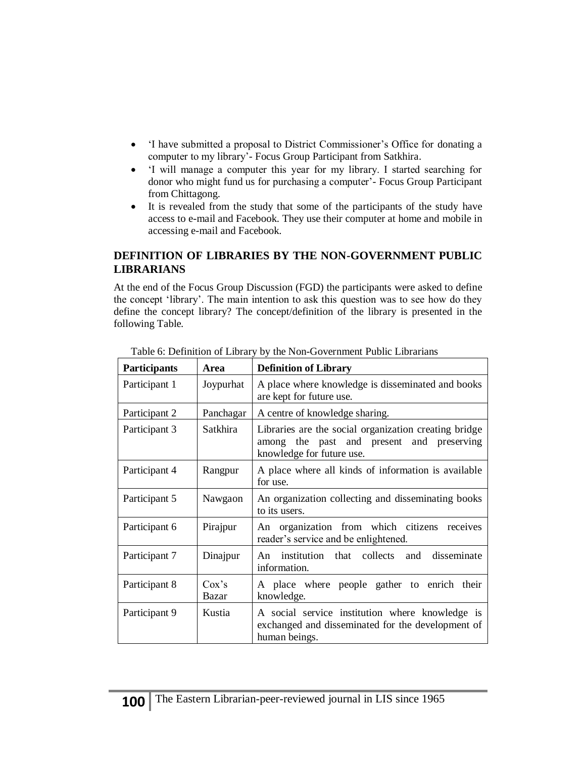- 'I have submitted a proposal to District Commissioner's Office for donating a computer to my library'- Focus Group Participant from Satkhira.
- 'I will manage a computer this year for my library. I started searching for donor who might fund us for purchasing a computer'- Focus Group Participant from Chittagong.
- It is revealed from the study that some of the participants of the study have access to e-mail and Facebook. They use their computer at home and mobile in accessing e-mail and Facebook.

## DEFINITION OF LIBRARIES BY THE NON-GOVERNMENT PUBLIC LIBRARIANS

At the end of the Focus Group Discussion (FGD) the participants were asked to define the concept 'library'. The main intention to ask this question was to see how do they define the concept library? The concept/definition of the library is presented in the following Table.

Table 6: Definition of Library by the Non-Government Public Librarians

| Participants | Area | Definition of Library |
|---|---|---|
| Participant 1 | Joypurhat | A place where knowledge is disseminated and books are kept for future use. |
| Participant 2 | Panchagar | A centre of knowledge sharing. |
| Participant 3 | Satkhira | Libraries are the social organization creating bridge among the past and present and preserving knowledge for future use. |
| Participant 4 | Rangpur | A place where all kinds of information is available for use. |
| Participant 5 | Nawgaon | An organization collecting and disseminating books to its users. |
| Participant 6 | Pirajpur | An organization from which citizens receives reader's service and be enlightened. |
| Participant 7 | Dinajpur | An institution that collects and disseminate information. |
| Participant 8 | Cox's Bazar | A place where people gather to enrich their knowledge. |
| Participant 9 | Kustia | A social service institution where knowledge is exchanged and disseminated for the development of human beings. |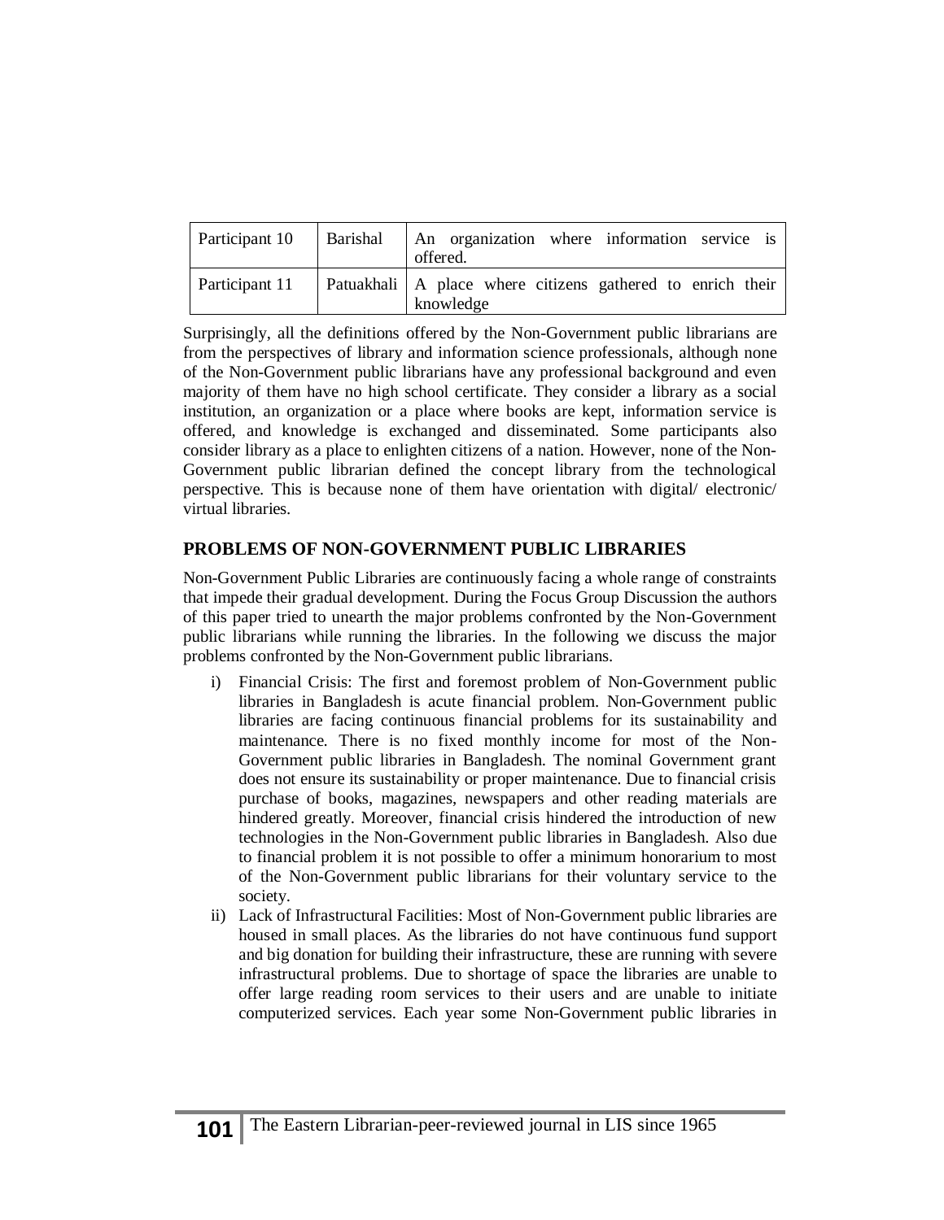| Participant 10 | Barishal | An organization where information service is offered. |
|---|---|---|
| Participant 11 | Patuakhali | A place where citizens gathered to enrich their knowledge |

Surprisingly, all the definitions offered by the Non-Government public librarians are from the perspectives of library and information science professionals, although none of the Non-Government public librarians have any professional background and even majority of them have no high school certificate. They consider a library as a social institution, an organization or a place where books are kept, information service is offered, and knowledge is exchanged and disseminated. Some participants also consider library as a place to enlighten citizens of a nation. However, none of the Non-Government public librarian defined the concept library from the technological perspective. This is because none of them have orientation with digital/ electronic/ virtual libraries.

## PROBLEMS OF NON-GOVERNMENT PUBLIC LIBRARIES

Non-Government Public Libraries are continuously facing a whole range of constraints that impede their gradual development. During the Focus Group Discussion the authors of this paper tried to unearth the major problems confronted by the Non-Government public librarians while running the libraries. In the following we discuss the major problems confronted by the Non-Government public librarians.

i) Financial Crisis: The first and foremost problem of Non-Government public libraries in Bangladesh is acute financial problem. Non-Government public libraries are facing continuous financial problems for its sustainability and maintenance. There is no fixed monthly income for most of the Non-Government public libraries in Bangladesh. The nominal Government grant does not ensure its sustainability or proper maintenance. Due to financial crisis purchase of books, magazines, newspapers and other reading materials are hindered greatly. Moreover, financial crisis hindered the introduction of new technologies in the Non-Government public libraries in Bangladesh. Also due to financial problem it is not possible to offer a minimum honorarium to most of the Non-Government public librarians for their voluntary service to the society.

ii) Lack of Infrastructural Facilities: Most of Non-Government public libraries are housed in small places. As the libraries do not have continuous fund support and big donation for building their infrastructure, these are running with severe infrastructural problems. Due to shortage of space the libraries are unable to offer large reading room services to their users and are unable to initiate computerized services. Each year some Non-Government public libraries in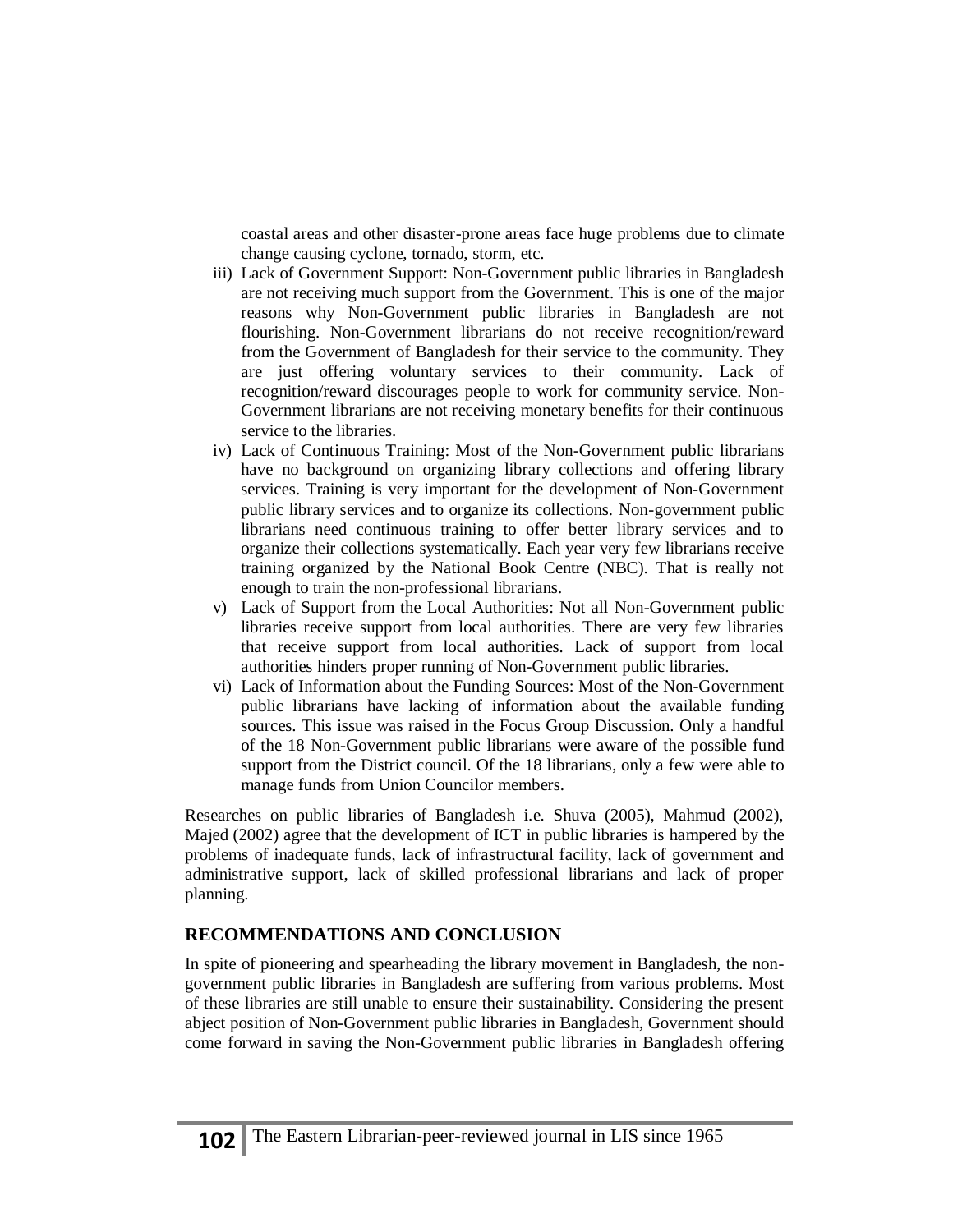coastal areas and other disaster-prone areas face huge problems due to climate change causing cyclone, tornado, storm, etc.

iii) Lack of Government Support: Non-Government public libraries in Bangladesh are not receiving much support from the Government. This is one of the major reasons why Non-Government public libraries in Bangladesh are not flourishing. Non-Government librarians do not receive recognition/reward from the Government of Bangladesh for their service to the community. They are just offering voluntary services to their community. Lack of recognition/reward discourages people to work for community service. Non-Government librarians are not receiving monetary benefits for their continuous service to the libraries.

iv) Lack of Continuous Training: Most of the Non-Government public librarians have no background on organizing library collections and offering library services. Training is very important for the development of Non-Government public library services and to organize its collections. Non-government public librarians need continuous training to offer better library services and to organize their collections systematically. Each year very few librarians receive training organized by the National Book Centre (NBC). That is really not enough to train the non-professional librarians.

v) Lack of Support from the Local Authorities: Not all Non-Government public libraries receive support from local authorities. There are very few libraries that receive support from local authorities. Lack of support from local authorities hinders proper running of Non-Government public libraries.

vi) Lack of Information about the Funding Sources: Most of the Non-Government public librarians have lacking of information about the available funding sources. This issue was raised in the Focus Group Discussion. Only a handful of the 18 Non-Government public librarians were aware of the possible fund support from the District council. Of the 18 librarians, only a few were able to manage funds from Union Councilor members.

Researches on public libraries of Bangladesh i.e. Shuva (2005), Mahmud (2002), Majed (2002) agree that the development of ICT in public libraries is hampered by the problems of inadequate funds, lack of infrastructural facility, lack of government and administrative support, lack of skilled professional librarians and lack of proper planning.

## RECOMMENDATIONS AND CONCLUSION

In spite of pioneering and spearheading the library movement in Bangladesh, the non-government public libraries in Bangladesh are suffering from various problems. Most of these libraries are still unable to ensure their sustainability. Considering the present abject position of Non-Government public libraries in Bangladesh, Government should come forward in saving the Non-Government public libraries in Bangladesh offering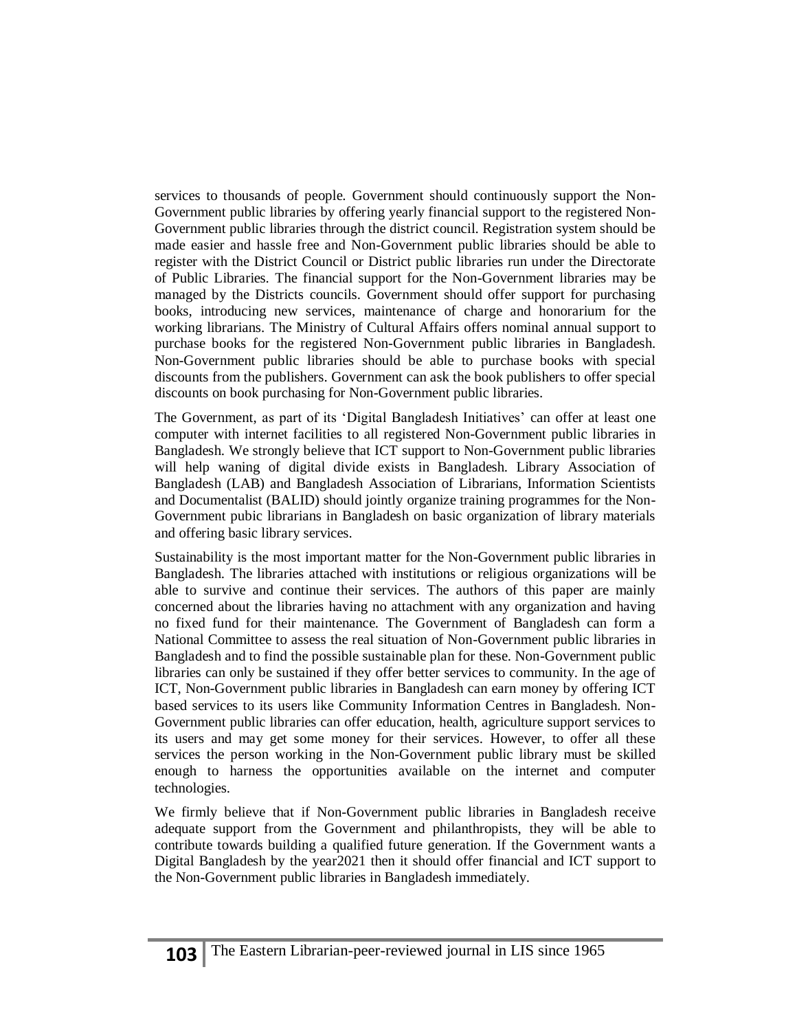services to thousands of people. Government should continuously support the Non-Government public libraries by offering yearly financial support to the registered Non-Government public libraries through the district council. Registration system should be made easier and hassle free and Non-Government public libraries should be able to register with the District Council or District public libraries run under the Directorate of Public Libraries. The financial support for the Non-Government libraries may be managed by the Districts councils. Government should offer support for purchasing books, introducing new services, maintenance of charge and honorarium for the working librarians. The Ministry of Cultural Affairs offers nominal annual support to purchase books for the registered Non-Government public libraries in Bangladesh. Non-Government public libraries should be able to purchase books with special discounts from the publishers. Government can ask the book publishers to offer special discounts on book purchasing for Non-Government public libraries.

The Government, as part of its 'Digital Bangladesh Initiatives' can offer at least one computer with internet facilities to all registered Non-Government public libraries in Bangladesh. We strongly believe that ICT support to Non-Government public libraries will help waning of digital divide exists in Bangladesh. Library Association of Bangladesh (LAB) and Bangladesh Association of Librarians, Information Scientists and Documentalist (BALID) should jointly organize training programmes for the Non-Government pubic librarians in Bangladesh on basic organization of library materials and offering basic library services.

Sustainability is the most important matter for the Non-Government public libraries in Bangladesh. The libraries attached with institutions or religious organizations will be able to survive and continue their services. The authors of this paper are mainly concerned about the libraries having no attachment with any organization and having no fixed fund for their maintenance. The Government of Bangladesh can form a National Committee to assess the real situation of Non-Government public libraries in Bangladesh and to find the possible sustainable plan for these. Non-Government public libraries can only be sustained if they offer better services to community. In the age of ICT, Non-Government public libraries in Bangladesh can earn money by offering ICT based services to its users like Community Information Centres in Bangladesh. Non-Government public libraries can offer education, health, agriculture support services to its users and may get some money for their services. However, to offer all these services the person working in the Non-Government public library must be skilled enough to harness the opportunities available on the internet and computer technologies.

We firmly believe that if Non-Government public libraries in Bangladesh receive adequate support from the Government and philanthropists, they will be able to contribute towards building a qualified future generation. If the Government wants a Digital Bangladesh by the year2021 then it should offer financial and ICT support to the Non-Government public libraries in Bangladesh immediately.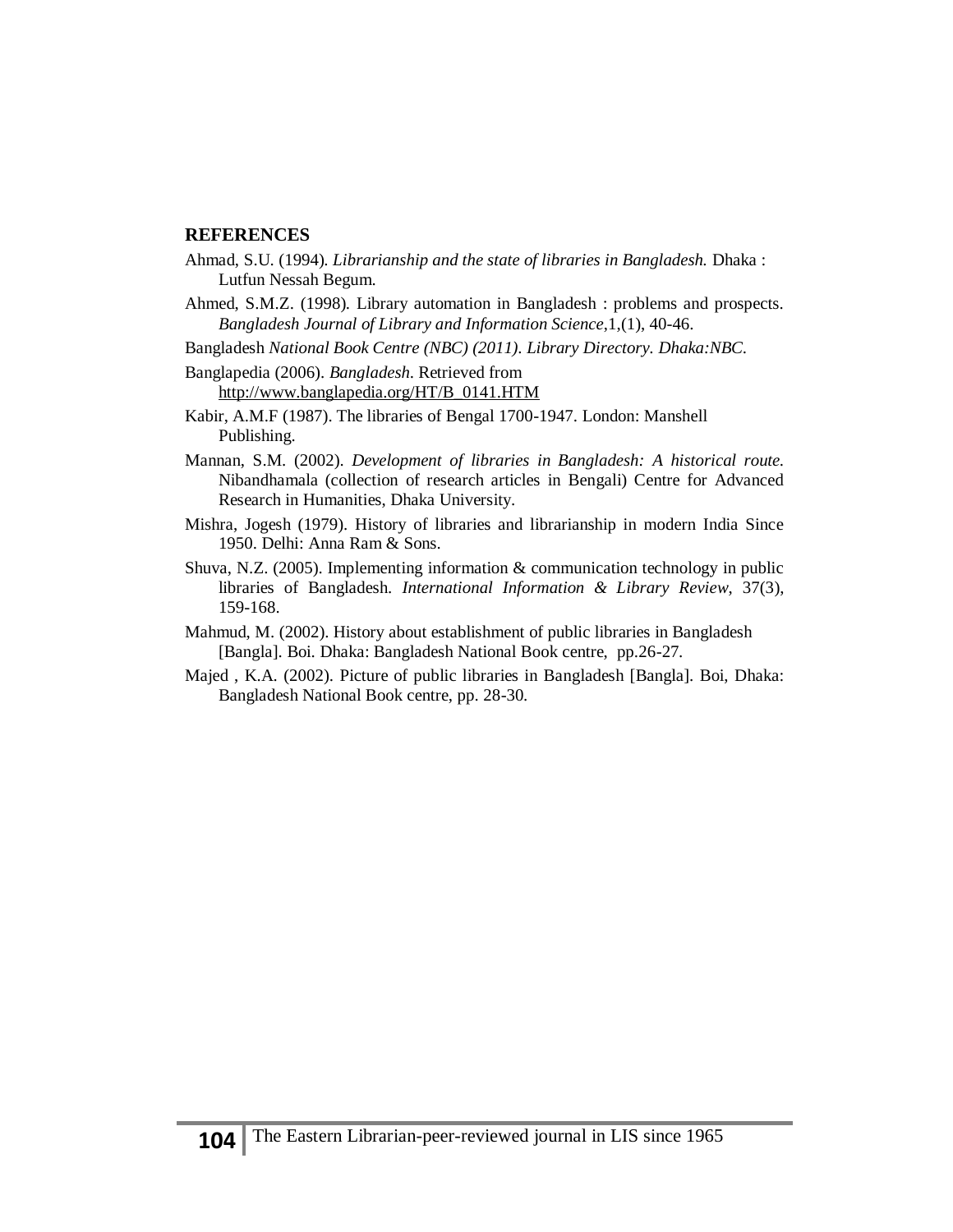## REFERENCES

Ahmad, S.U. (1994). *Librarianship and the state of libraries in Bangladesh.* Dhaka : Lutfun Nessah Begum.

Ahmed, S.M.Z. (1998). Library automation in Bangladesh : problems and prospects. *Bangladesh Journal of Library and Information Science*,1,(1), 40-46.

Bangladesh *National Book Centre (NBC) (2011). Library Directory. Dhaka:NBC.*

Banglapedia (2006). *Bangladesh*. Retrieved from http://www.banglapedia.org/HT/B_0141.HTM

Kabir, A.M.F (1987). The libraries of Bengal 1700-1947. London: Manshell Publishing.

Mannan, S.M. (2002). *Development of libraries in Bangladesh: A historical route.* Nibandhamala (collection of research articles in Bengali) Centre for Advanced Research in Humanities, Dhaka University.

Mishra, Jogesh (1979). History of libraries and librarianship in modern India Since 1950. Delhi: Anna Ram & Sons.

Shuva, N.Z. (2005). Implementing information & communication technology in public libraries of Bangladesh. *International Information & Library Review*, 37(3), 159-168.

Mahmud, M. (2002). History about establishment of public libraries in Bangladesh [Bangla]. Boi. Dhaka: Bangladesh National Book centre, pp.26-27.

Majed , K.A. (2002). Picture of public libraries in Bangladesh [Bangla]. Boi, Dhaka: Bangladesh National Book centre, pp. 28-30.